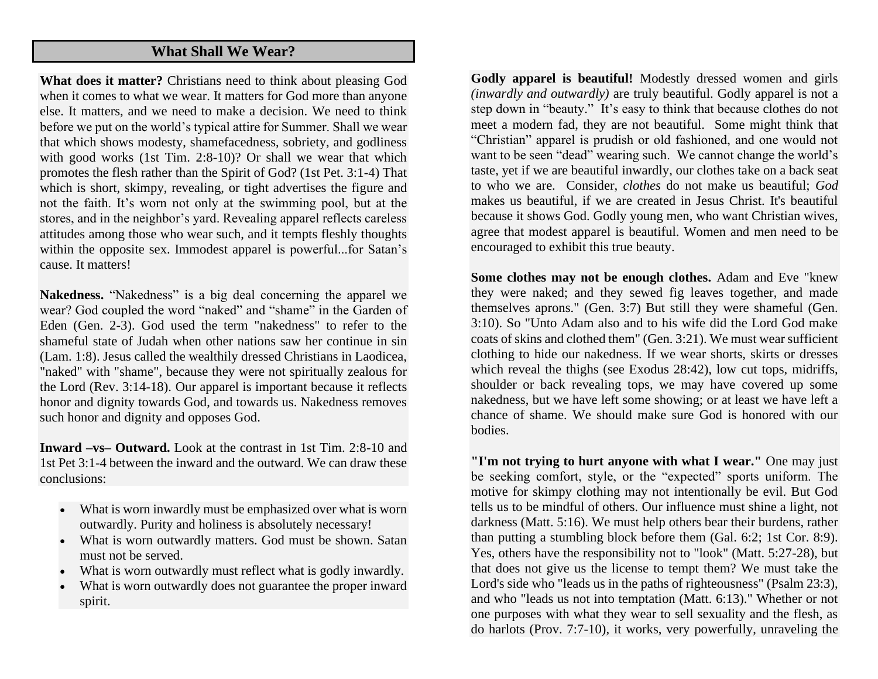# What Shall We Wear?

**What does it matter?** Christians need to think about pleasing God when it comes to what we wear. It matters for God more than anyone else. It matters, and we need to make a decision. We need to think before we put on the world's typical attire for Summer. Shall we wear that which shows modesty, shamefacedness, sobriety, and godliness with good works (1st Tim. 2:8-10)? Or shall we wear that which promotes the flesh rather than the Spirit of God? (1st Pet. 3:1-4) That which is short, skimpy, revealing, or tight advertises the figure and not the faith. It's worn not only at the swimming pool, but at the stores, and in the neighbor's yard. Revealing apparel reflects careless attitudes among those who wear such, and it tempts fleshly thoughts within the opposite sex. Immodest apparel is powerful...for Satan's cause. It matters!

**Nakedness.** "Nakedness" is a big deal concerning the apparel we wear? God coupled the word "naked" and "shame" in the Garden of Eden (Gen. 2-3). God used the term "nakedness" to refer to the shameful state of Judah when other nations saw her continue in sin (Lam. 1:8). Jesus called the wealthily dressed Christians in Laodicea, "naked" with "shame", because they were not spiritually zealous for the Lord (Rev. 3:14-18). Our apparel is important because it reflects honor and dignity towards God, and towards us. Nakedness removes such honor and dignity and opposes God.

**Inward –vs– Outward.** Look at the contrast in 1st Tim. 2:8-10 and 1st Pet 3:1-4 between the inward and the outward. We can draw these conclusions:

- What is worn inwardly must be emphasized over what is worn outwardly. Purity and holiness is absolutely necessary!
- What is worn outwardly matters. God must be shown. Satan must not be served.
- What is worn outwardly must reflect what is godly inwardly.
- What is worn outwardly does not guarantee the proper inward spirit.

**Godly apparel is beautiful!** Modestly dressed women and girls *(inwardly and outwardly)* are truly beautiful. Godly apparel is not a step down in "beauty." It's easy to think that because clothes do not meet a modern fad, they are not beautiful. Some might think that "Christian" apparel is prudish or old fashioned, and one would not want to be seen "dead" wearing such. We cannot change the world's taste, yet if we are beautiful inwardly, our clothes take on a back seat to who we are. Consider, *clothes* do not make us beautiful; *God* makes us beautiful, if we are created in Jesus Christ. It's beautiful because it shows God. Godly young men, who want Christian wives, agree that modest apparel is beautiful. Women and men need to be encouraged to exhibit this true beauty.

**Some clothes may not be enough clothes.** Adam and Eve "knew they were naked; and they sewed fig leaves together, and made themselves aprons." (Gen. 3:7) But still they were shameful (Gen. 3:10). So "Unto Adam also and to his wife did the Lord God make coats of skins and clothed them" (Gen. 3:21). We must wear sufficient clothing to hide our nakedness. If we wear shorts, skirts or dresses which reveal the thighs (see Exodus 28:42), low cut tops, midriffs, shoulder or back revealing tops, we may have covered up some nakedness, but we have left some showing; or at least we have left a chance of shame. We should make sure God is honored with our bodies.

**"I'm not trying to hurt anyone with what I wear."** One may just be seeking comfort, style, or the "expected" sports uniform. The motive for skimpy clothing may not intentionally be evil. But God tells us to be mindful of others. Our influence must shine a light, not darkness (Matt. 5:16). We must help others bear their burdens, rather than putting a stumbling block before them (Gal. 6:2; 1st Cor. 8:9). Yes, others have the responsibility not to "look" (Matt. 5:27-28), but that does not give us the license to tempt them? We must take the Lord's side who "leads us in the paths of righteousness" (Psalm 23:3), and who "leads us not into temptation (Matt. 6:13)." Whether or not one purposes with what they wear to sell sexuality and the flesh, as do harlots (Prov. 7:7-10), it works, very powerfully, unraveling the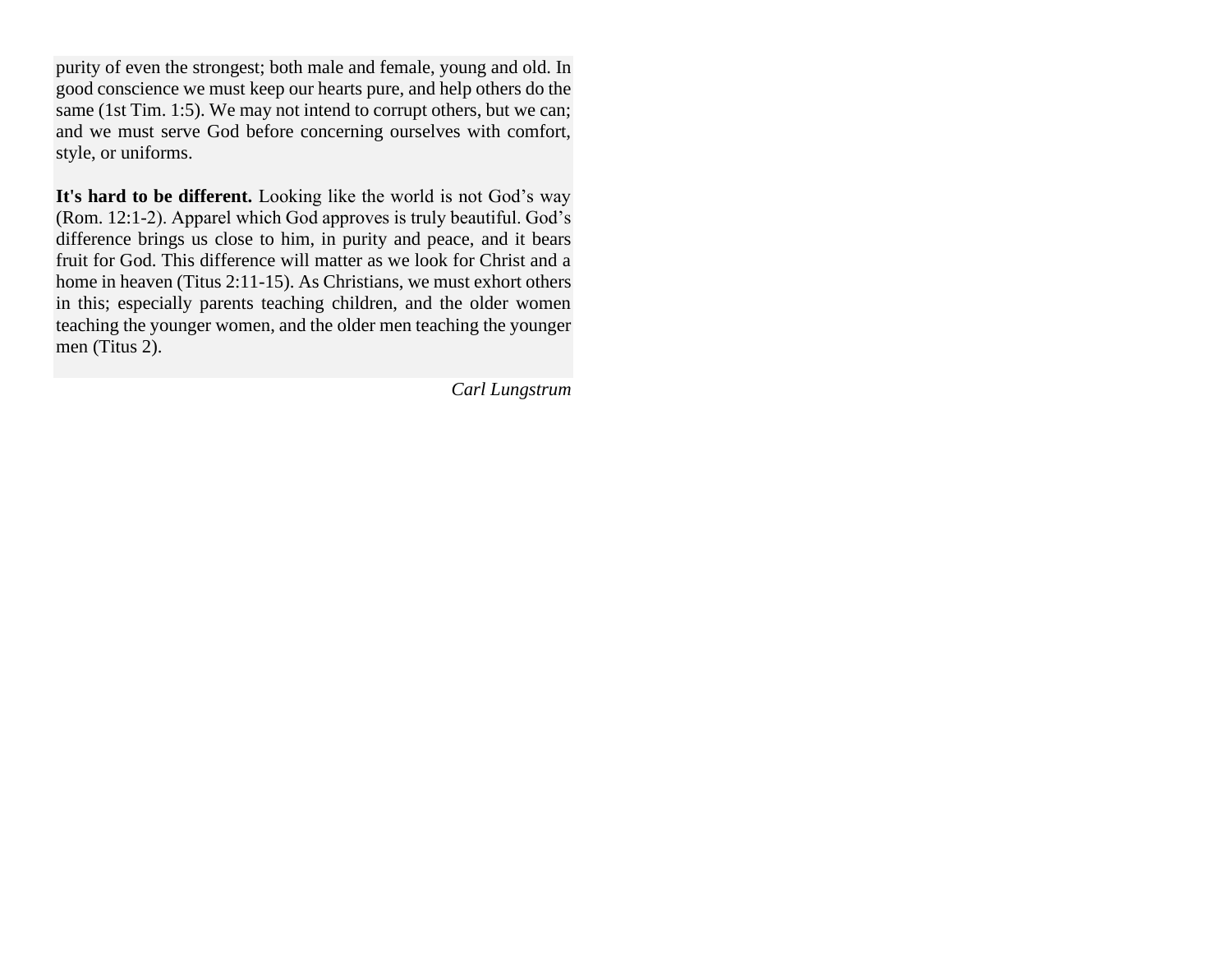purity of even the strongest; both male and female, young and old. In good conscience we must keep our hearts pure, and help others do the same (1st Tim. 1:5). We may not intend to corrupt others, but we can; and we must serve God before concerning ourselves with comfort, style, or uniforms.

**It's hard to be different.** Looking like the world is not God's way (Rom. 12:1-2). Apparel which God approves is truly beautiful. God's difference brings us close to him, in purity and peace, and it bears fruit for God. This difference will matter as we look for Christ and a home in heaven (Titus 2:11-15). As Christians, we must exhort others in this; especially parents teaching children, and the older women teaching the younger women, and the older men teaching the younger men (Titus 2).

*Carl Lungstrum*